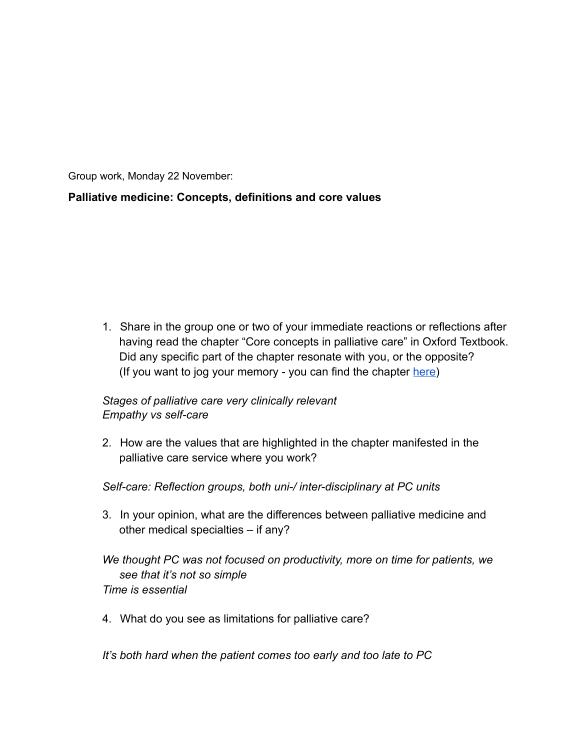Group work, Monday 22 November:

**Palliative medicine: Concepts, definitions and core values**

1. Share in the group one or two of your immediate reactions or reflections after having read the chapter "Core concepts in palliative care" in Oxford Textbook. Did any specific part of the chapter resonate with you, or the opposite? (If you want to jog your memory - you can find the chapter here)

*Stages of palliative care very clinically relevant*
*Empathy vs self-care*

2. How are the values that are highlighted in the chapter manifested in the palliative care service where you work?

*Self-care: Reflection groups, both uni-/ inter-disciplinary at PC units*

3. In your opinion, what are the differences between palliative medicine and other medical specialties – if any?

*We thought PC was not focused on productivity, more on time for patients, we see that it's not so simple*
*Time is essential*

4. What do you see as limitations for palliative care?

*It's both hard when the patient comes too early and too late to PC*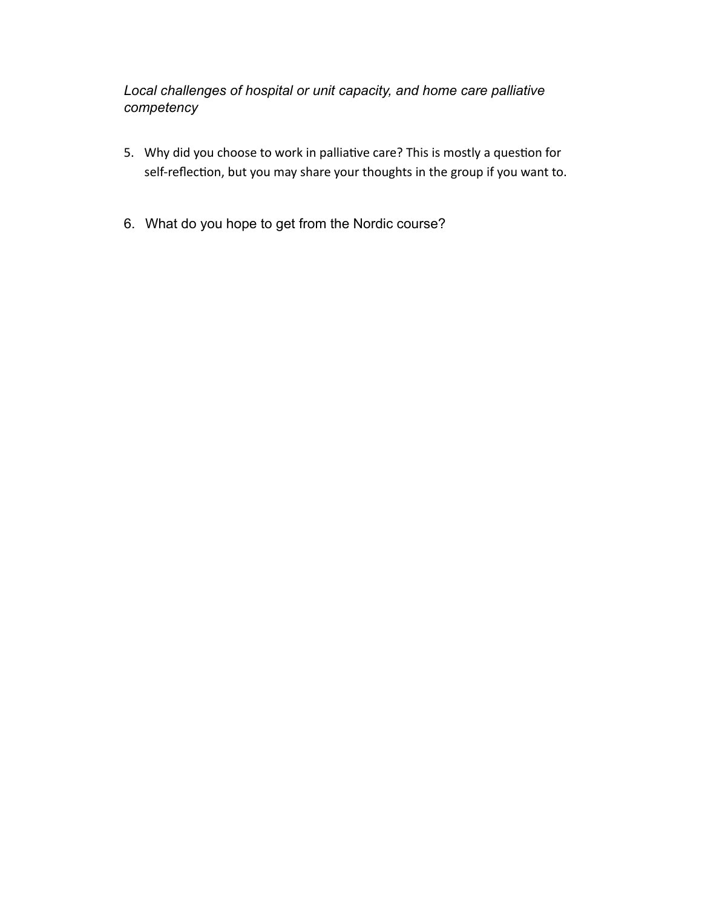*Local challenges of hospital or unit capacity, and home care palliative competency*

5. Why did you choose to work in palliative care? This is mostly a question for self-reflection, but you may share your thoughts in the group if you want to.

6. What do you hope to get from the Nordic course?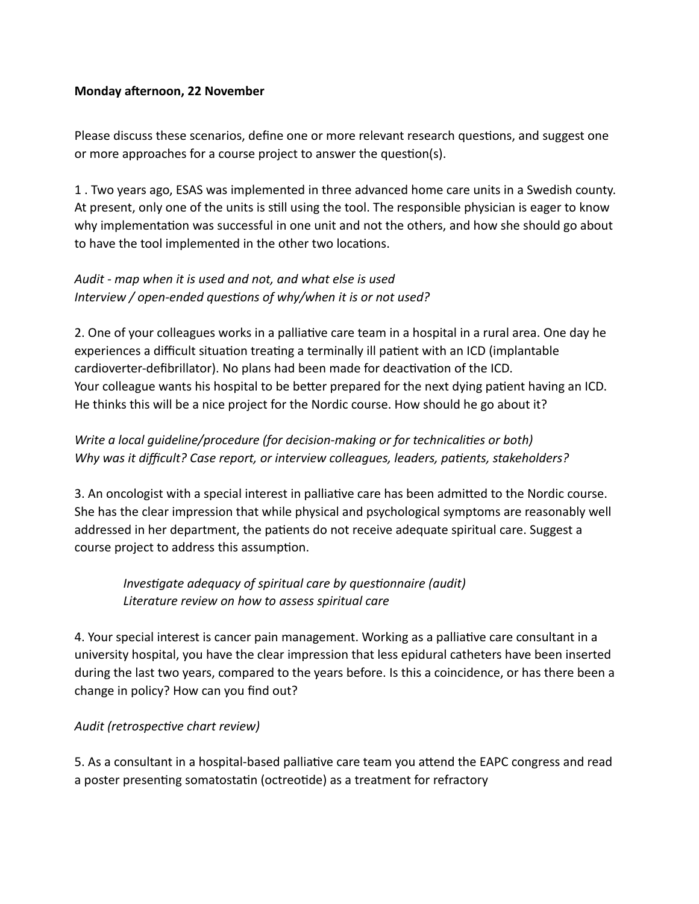**Monday afternoon, 22 November**

Please discuss these scenarios, define one or more relevant research questions, and suggest one or more approaches for a course project to answer the question(s).

1 . Two years ago, ESAS was implemented in three advanced home care units in a Swedish county. At present, only one of the units is still using the tool. The responsible physician is eager to know why implementation was successful in one unit and not the others, and how she should go about to have the tool implemented in the other two locations.

*Audit - map when it is used and not, and what else is used*
*Interview / open-ended questions of why/when it is or not used?*

2. One of your colleagues works in a palliative care team in a hospital in a rural area. One day he experiences a difficult situation treating a terminally ill patient with an ICD (implantable cardioverter-defibrillator). No plans had been made for deactivation of the ICD.
Your colleague wants his hospital to be better prepared for the next dying patient having an ICD. He thinks this will be a nice project for the Nordic course. How should he go about it?

*Write a local guideline/procedure (for decision-making or for technicalities or both)*
*Why was it difficult? Case report, or interview colleagues, leaders, patients, stakeholders?*

3. An oncologist with a special interest in palliative care has been admitted to the Nordic course. She has the clear impression that while physical and psychological symptoms are reasonably well addressed in her department, the patients do not receive adequate spiritual care. Suggest a course project to address this assumption.

> *Investigate adequacy of spiritual care by questionnaire (audit)*
> *Literature review on how to assess spiritual care*

4. Your special interest is cancer pain management. Working as a palliative care consultant in a university hospital, you have the clear impression that less epidural catheters have been inserted during the last two years, compared to the years before. Is this a coincidence, or has there been a change in policy? How can you find out?

*Audit (retrospective chart review)*

5. As a consultant in a hospital-based palliative care team you attend the EAPC congress and read a poster presenting somatostatin (octreotide) as a treatment for refractory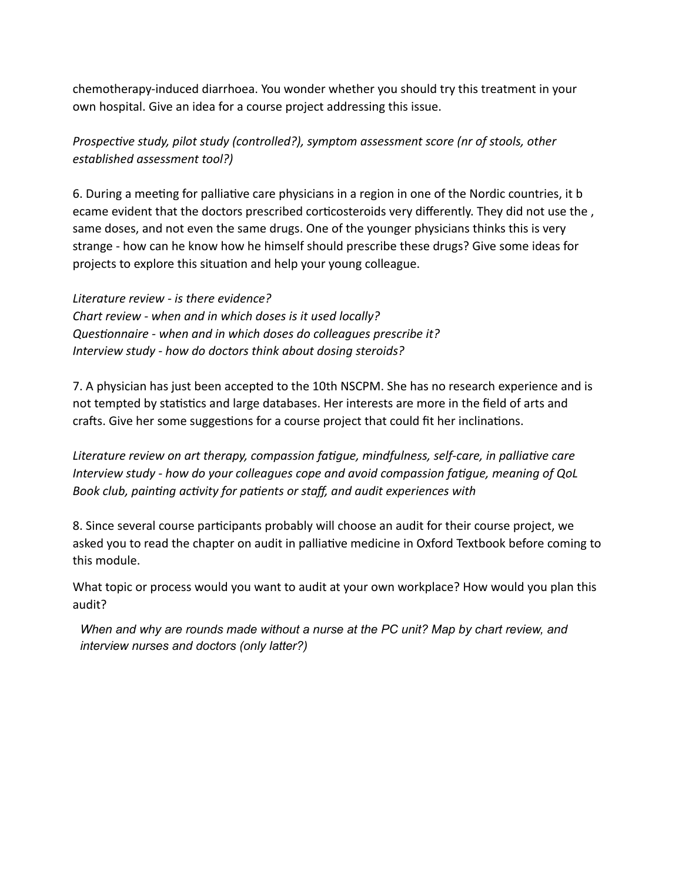chemotherapy-induced diarrhoea. You wonder whether you should try this treatment in your own hospital. Give an idea for a course project addressing this issue.

*Prospective study, pilot study (controlled?), symptom assessment score (nr of stools, other established assessment tool?)*

6. During a meeting for palliative care physicians in a region in one of the Nordic countries, it b ecame evident that the doctors prescribed corticosteroids very differently. They did not use the , same doses, and not even the same drugs. One of the younger physicians thinks this is very strange - how can he know how he himself should prescribe these drugs? Give some ideas for projects to explore this situation and help your young colleague.

*Literature review - is there evidence?*
*Chart review - when and in which doses is it used locally?*
*Questionnaire - when and in which doses do colleagues prescribe it?*
*Interview study - how do doctors think about dosing steroids?*

7. A physician has just been accepted to the 10th NSCPM. She has no research experience and is not tempted by statistics and large databases. Her interests are more in the field of arts and crafts. Give her some suggestions for a course project that could fit her inclinations.

*Literature review on art therapy, compassion fatigue, mindfulness, self-care, in palliative care*
*Interview study - how do your colleagues cope and avoid compassion fatigue, meaning of QoL*
*Book club, painting activity for patients or staff, and audit experiences with*

8. Since several course participants probably will choose an audit for their course project, we asked you to read the chapter on audit in palliative medicine in Oxford Textbook before coming to this module.

What topic or process would you want to audit at your own workplace? How would you plan this audit?

*When and why are rounds made without a nurse at the PC unit? Map by chart review, and interview nurses and doctors (only latter?)*